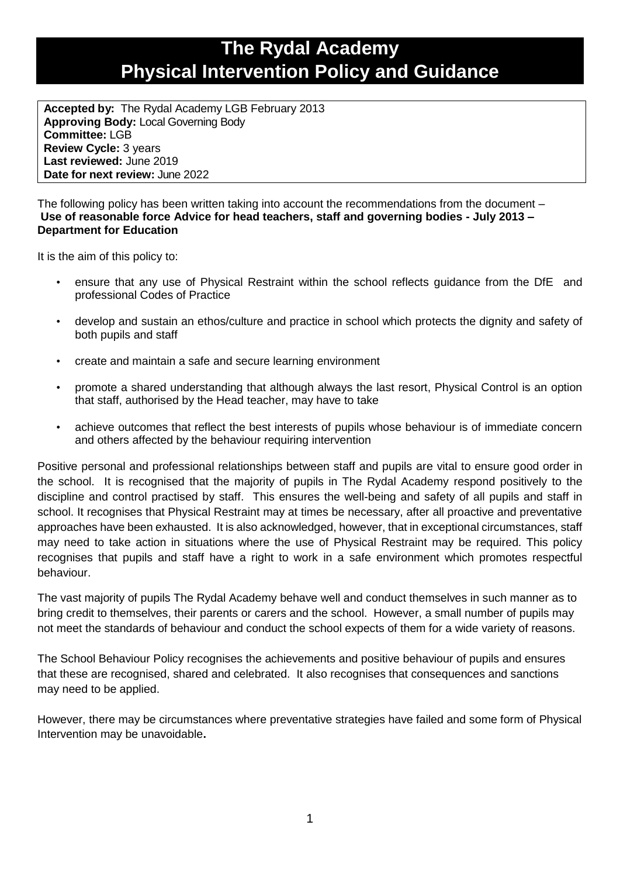# The Rydal Academy
# Physical Intervention Policy and Guidance

**Accepted by:** The Rydal Academy LGB February 2013
**Approving Body:** Local Governing Body
**Committee:** LGB
**Review Cycle:** 3 years
**Last reviewed:** June 2019
**Date for next review:** June 2022

The following policy has been written taking into account the recommendations from the document – **Use of reasonable force Advice for head teachers, staff and governing bodies - July 2013 – Department for Education**

It is the aim of this policy to:

- ensure that any use of Physical Restraint within the school reflects guidance from the DfE and professional Codes of Practice
- develop and sustain an ethos/culture and practice in school which protects the dignity and safety of both pupils and staff
- create and maintain a safe and secure learning environment
- promote a shared understanding that although always the last resort, Physical Control is an option that staff, authorised by the Head teacher, may have to take
- achieve outcomes that reflect the best interests of pupils whose behaviour is of immediate concern and others affected by the behaviour requiring intervention

Positive personal and professional relationships between staff and pupils are vital to ensure good order in the school. It is recognised that the majority of pupils in The Rydal Academy respond positively to the discipline and control practised by staff. This ensures the well-being and safety of all pupils and staff in school. It recognises that Physical Restraint may at times be necessary, after all proactive and preventative approaches have been exhausted. It is also acknowledged, however, that in exceptional circumstances, staff may need to take action in situations where the use of Physical Restraint may be required. This policy recognises that pupils and staff have a right to work in a safe environment which promotes respectful behaviour.

The vast majority of pupils The Rydal Academy behave well and conduct themselves in such manner as to bring credit to themselves, their parents or carers and the school. However, a small number of pupils may not meet the standards of behaviour and conduct the school expects of them for a wide variety of reasons.

The School Behaviour Policy recognises the achievements and positive behaviour of pupils and ensures that these are recognised, shared and celebrated. It also recognises that consequences and sanctions may need to be applied.

However, there may be circumstances where preventative strategies have failed and some form of Physical Intervention may be unavoidable**.**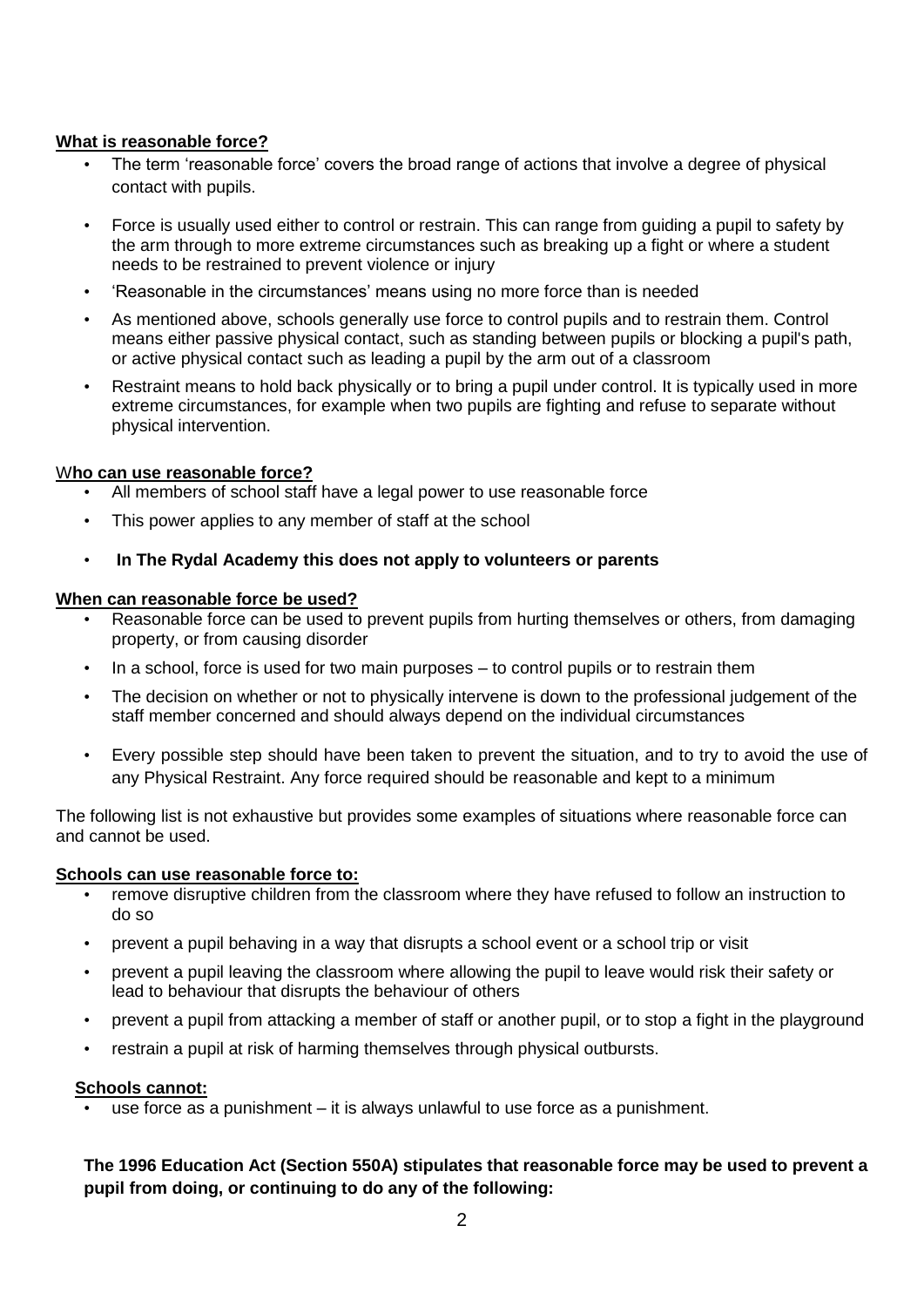**What is reasonable force?**

- The term 'reasonable force' covers the broad range of actions that involve a degree of physical contact with pupils.
- Force is usually used either to control or restrain. This can range from guiding a pupil to safety by the arm through to more extreme circumstances such as breaking up a fight or where a student needs to be restrained to prevent violence or injury
- 'Reasonable in the circumstances' means using no more force than is needed
- As mentioned above, schools generally use force to control pupils and to restrain them. Control means either passive physical contact, such as standing between pupils or blocking a pupil's path, or active physical contact such as leading a pupil by the arm out of a classroom
- Restraint means to hold back physically or to bring a pupil under control. It is typically used in more extreme circumstances, for example when two pupils are fighting and refuse to separate without physical intervention.

**Who can use reasonable force?**

- All members of school staff have a legal power to use reasonable force
- This power applies to any member of staff at the school
- **In The Rydal Academy this does not apply to volunteers or parents**

**When can reasonable force be used?**

- Reasonable force can be used to prevent pupils from hurting themselves or others, from damaging property, or from causing disorder
- In a school, force is used for two main purposes – to control pupils or to restrain them
- The decision on whether or not to physically intervene is down to the professional judgement of the staff member concerned and should always depend on the individual circumstances
- Every possible step should have been taken to prevent the situation, and to try to avoid the use of any Physical Restraint. Any force required should be reasonable and kept to a minimum

The following list is not exhaustive but provides some examples of situations where reasonable force can and cannot be used.

**Schools can use reasonable force to:**

- remove disruptive children from the classroom where they have refused to follow an instruction to do so
- prevent a pupil behaving in a way that disrupts a school event or a school trip or visit
- prevent a pupil leaving the classroom where allowing the pupil to leave would risk their safety or lead to behaviour that disrupts the behaviour of others
- prevent a pupil from attacking a member of staff or another pupil, or to stop a fight in the playground
- restrain a pupil at risk of harming themselves through physical outbursts.

**Schools cannot:**

- use force as a punishment – it is always unlawful to use force as a punishment.

**The 1996 Education Act (Section 550A) stipulates that reasonable force may be used to prevent a pupil from doing, or continuing to do any of the following:**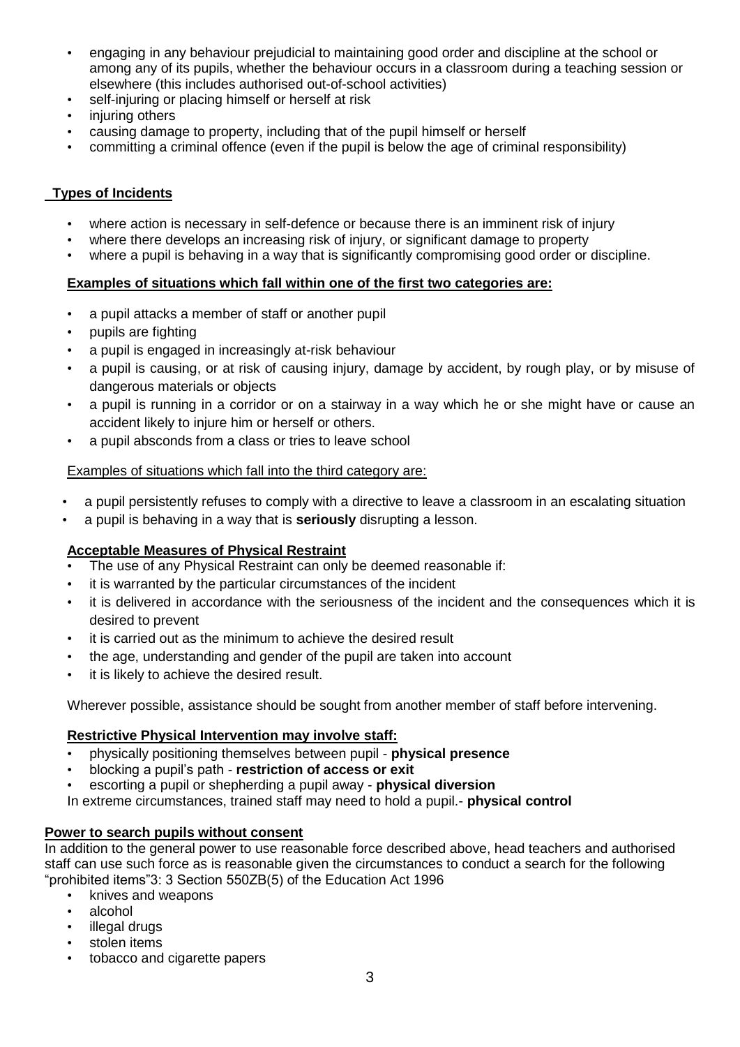- engaging in any behaviour prejudicial to maintaining good order and discipline at the school or among any of its pupils, whether the behaviour occurs in a classroom during a teaching session or elsewhere (this includes authorised out-of-school activities)
- self-injuring or placing himself or herself at risk
- injuring others
- causing damage to property, including that of the pupil himself or herself
- committing a criminal offence (even if the pupil is below the age of criminal responsibility)

**Types of Incidents**

- where action is necessary in self-defence or because there is an imminent risk of injury
- where there develops an increasing risk of injury, or significant damage to property
- where a pupil is behaving in a way that is significantly compromising good order or discipline.

**Examples of situations which fall within one of the first two categories are:**

- a pupil attacks a member of staff or another pupil
- pupils are fighting
- a pupil is engaged in increasingly at-risk behaviour
- a pupil is causing, or at risk of causing injury, damage by accident, by rough play, or by misuse of dangerous materials or objects
- a pupil is running in a corridor or on a stairway in a way which he or she might have or cause an accident likely to injure him or herself or others.
- a pupil absconds from a class or tries to leave school

Examples of situations which fall into the third category are:

- a pupil persistently refuses to comply with a directive to leave a classroom in an escalating situation
- a pupil is behaving in a way that is **seriously** disrupting a lesson.

**Acceptable Measures of Physical Restraint**

- The use of any Physical Restraint can only be deemed reasonable if:
- it is warranted by the particular circumstances of the incident
- it is delivered in accordance with the seriousness of the incident and the consequences which it is desired to prevent
- it is carried out as the minimum to achieve the desired result
- the age, understanding and gender of the pupil are taken into account
- it is likely to achieve the desired result.

Wherever possible, assistance should be sought from another member of staff before intervening.

**Restrictive Physical Intervention may involve staff:**

- physically positioning themselves between pupil - **physical presence**
- blocking a pupil's path - **restriction of access or exit**
- escorting a pupil or shepherding a pupil away - **physical diversion**

In extreme circumstances, trained staff may need to hold a pupil.- **physical control**

**Power to search pupils without consent**

In addition to the general power to use reasonable force described above, head teachers and authorised staff can use such force as is reasonable given the circumstances to conduct a search for the following "prohibited items"3: 3 Section 550ZB(5) of the Education Act 1996

- knives and weapons
- alcohol
- illegal drugs
- stolen items
- tobacco and cigarette papers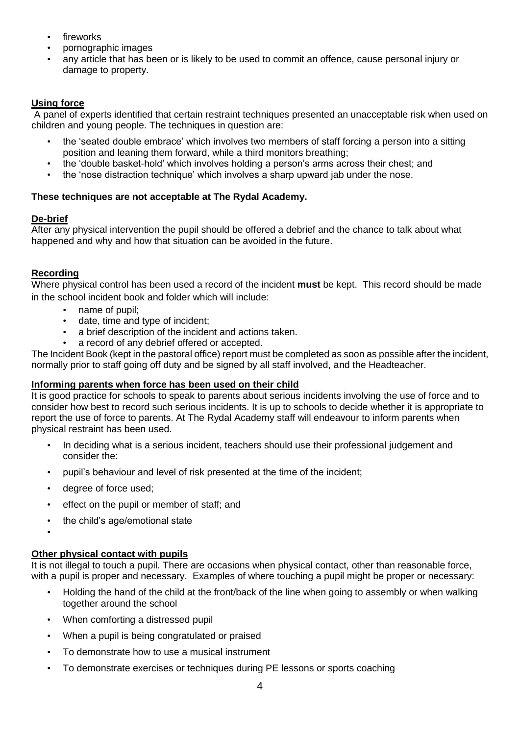- fireworks
- pornographic images
- any article that has been or is likely to be used to commit an offence, cause personal injury or damage to property.

**Using force**

A panel of experts identified that certain restraint techniques presented an unacceptable risk when used on children and young people. The techniques in question are:

- the 'seated double embrace' which involves two members of staff forcing a person into a sitting position and leaning them forward, while a third monitors breathing;
- the 'double basket-hold' which involves holding a person's arms across their chest; and
- the 'nose distraction technique' which involves a sharp upward jab under the nose.

**These techniques are not acceptable at The Rydal Academy.**

**De-brief**

After any physical intervention the pupil should be offered a debrief and the chance to talk about what happened and why and how that situation can be avoided in the future.

**Recording**

Where physical control has been used a record of the incident **must** be kept. This record should be made in the school incident book and folder which will include:

- name of pupil;
- date, time and type of incident;
- a brief description of the incident and actions taken.
- a record of any debrief offered or accepted.

The Incident Book (kept in the pastoral office) report must be completed as soon as possible after the incident, normally prior to staff going off duty and be signed by all staff involved, and the Headteacher.

**Informing parents when force has been used on their child**

It is good practice for schools to speak to parents about serious incidents involving the use of force and to consider how best to record such serious incidents. It is up to schools to decide whether it is appropriate to report the use of force to parents. At The Rydal Academy staff will endeavour to inform parents when physical restraint has been used.

- In deciding what is a serious incident, teachers should use their professional judgement and consider the:
- pupil's behaviour and level of risk presented at the time of the incident;
- degree of force used;
- effect on the pupil or member of staff; and
- the child's age/emotional state

**Other physical contact with pupils**

It is not illegal to touch a pupil. There are occasions when physical contact, other than reasonable force, with a pupil is proper and necessary. Examples of where touching a pupil might be proper or necessary:

- Holding the hand of the child at the front/back of the line when going to assembly or when walking together around the school
- When comforting a distressed pupil
- When a pupil is being congratulated or praised
- To demonstrate how to use a musical instrument
- To demonstrate exercises or techniques during PE lessons or sports coaching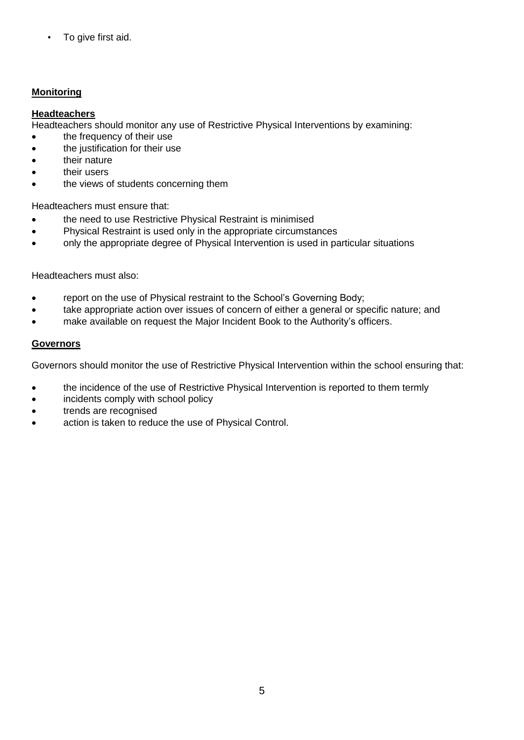- To give first aid.

## **Monitoring**

### **Headteachers**

Headteachers should monitor any use of Restrictive Physical Interventions by examining:

- the frequency of their use
- the justification for their use
- their nature
- their users
- the views of students concerning them

Headteachers must ensure that:

- the need to use Restrictive Physical Restraint is minimised
- Physical Restraint is used only in the appropriate circumstances
- only the appropriate degree of Physical Intervention is used in particular situations

Headteachers must also:

- report on the use of Physical restraint to the School's Governing Body;
- take appropriate action over issues of concern of either a general or specific nature; and
- make available on request the Major Incident Book to the Authority's officers.

### **Governors**

Governors should monitor the use of Restrictive Physical Intervention within the school ensuring that:

- the incidence of the use of Restrictive Physical Intervention is reported to them termly
- incidents comply with school policy
- trends are recognised
- action is taken to reduce the use of Physical Control.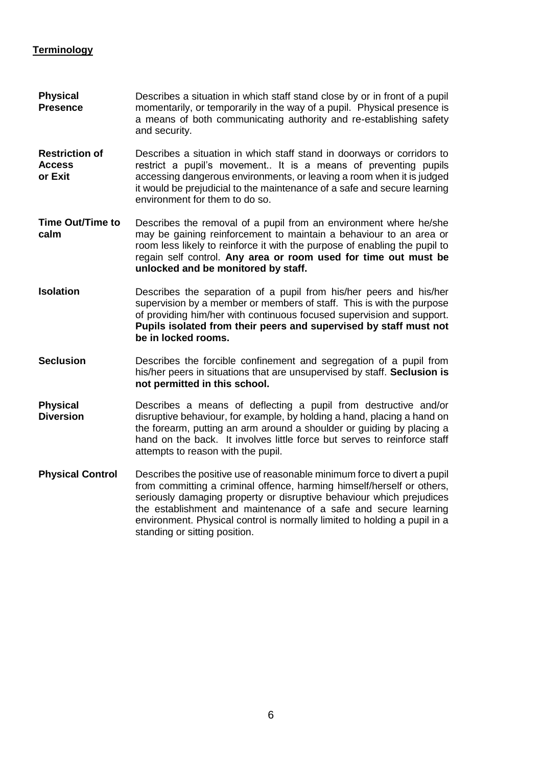## **Terminology**

| | |
|---|---|
| **Physical Presence** | Describes a situation in which staff stand close by or in front of a pupil momentarily, or temporarily in the way of a pupil. Physical presence is a means of both communicating authority and re-establishing safety and security. |
| **Restriction of Access or Exit** | Describes a situation in which staff stand in doorways or corridors to restrict a pupil's movement.. It is a means of preventing pupils accessing dangerous environments, or leaving a room when it is judged it would be prejudicial to the maintenance of a safe and secure learning environment for them to do so. |
| **Time Out/Time to calm** | Describes the removal of a pupil from an environment where he/she may be gaining reinforcement to maintain a behaviour to an area or room less likely to reinforce it with the purpose of enabling the pupil to regain self control. **Any area or room used for time out must be unlocked and be monitored by staff.** |
| **Isolation** | Describes the separation of a pupil from his/her peers and his/her supervision by a member or members of staff. This is with the purpose of providing him/her with continuous focused supervision and support. **Pupils isolated from their peers and supervised by staff must not be in locked rooms.** |
| **Seclusion** | Describes the forcible confinement and segregation of a pupil from his/her peers in situations that are unsupervised by staff. **Seclusion is not permitted in this school.** |
| **Physical Diversion** | Describes a means of deflecting a pupil from destructive and/or disruptive behaviour, for example, by holding a hand, placing a hand on the forearm, putting an arm around a shoulder or guiding by placing a hand on the back. It involves little force but serves to reinforce staff attempts to reason with the pupil. |
| **Physical Control** | Describes the positive use of reasonable minimum force to divert a pupil from committing a criminal offence, harming himself/herself or others, seriously damaging property or disruptive behaviour which prejudices the establishment and maintenance of a safe and secure learning environment. Physical control is normally limited to holding a pupil in a standing or sitting position. |